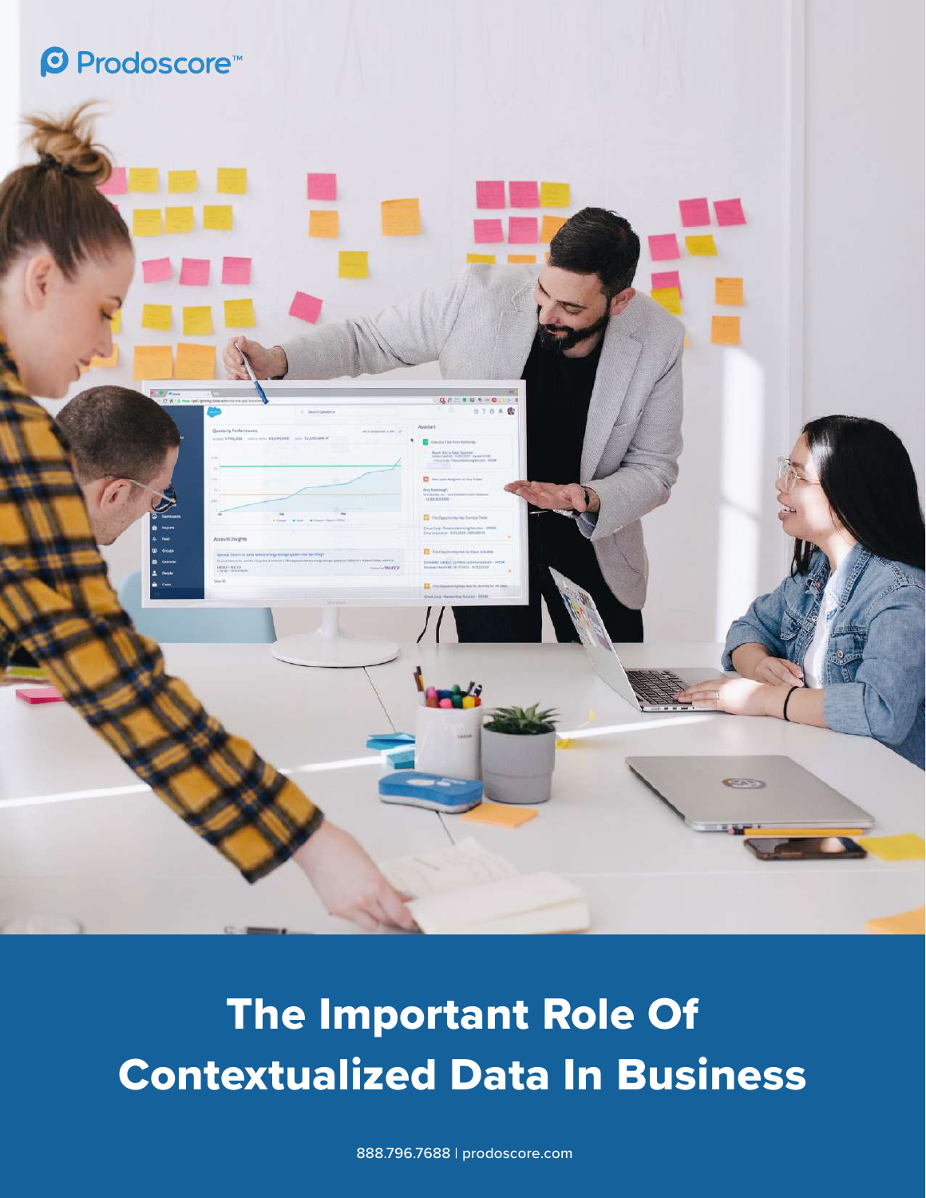Prodoscore™

# The Important Role Of Contextualized Data In Business

888.796.7688 | prodoscore.com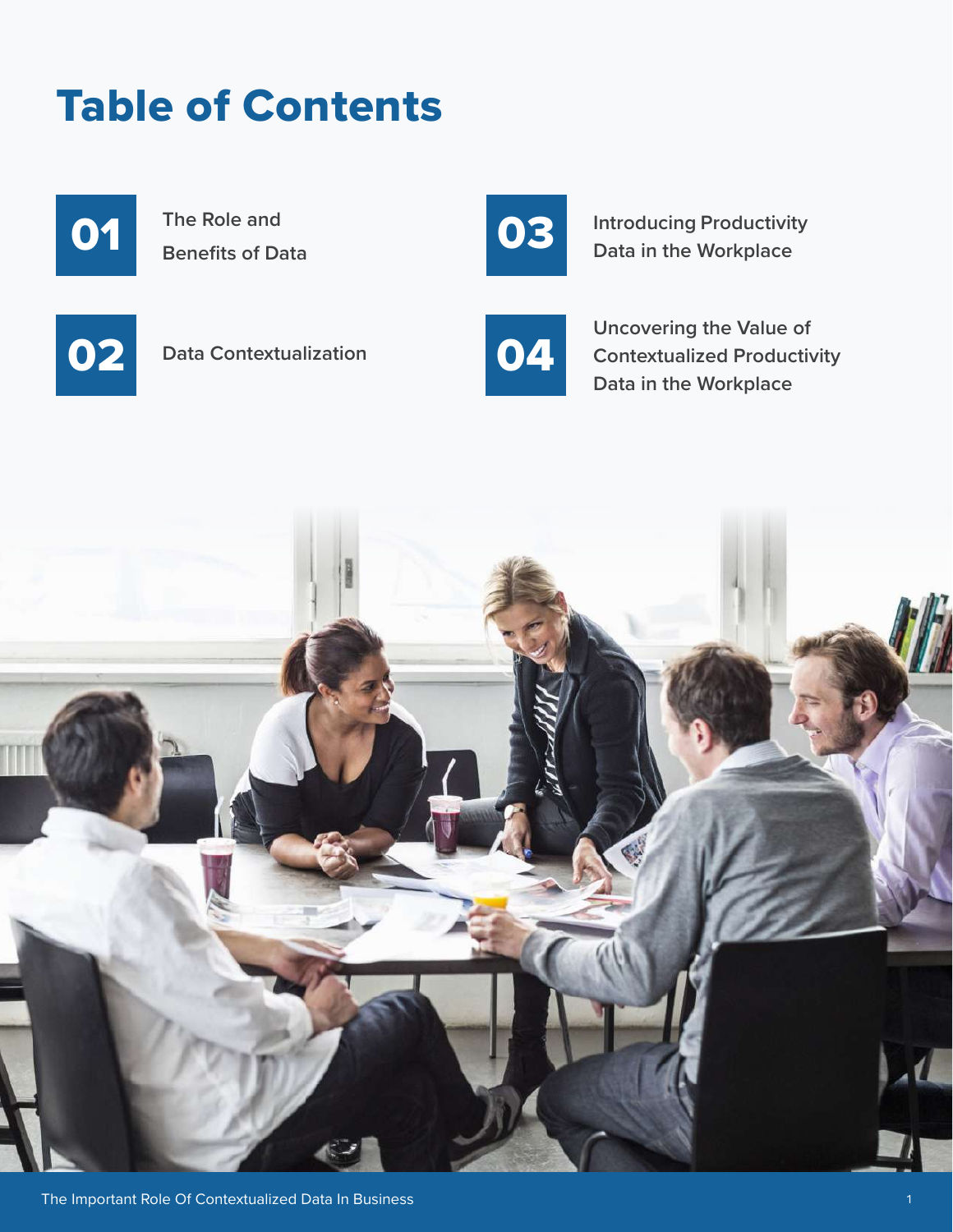# Table of Contents

**01** The Role and Benefits of Data

**02** Data Contextualization

**03** Introducing Productivity Data in the Workplace

**04** Uncovering the Value of Contextualized Productivity Data in the Workplace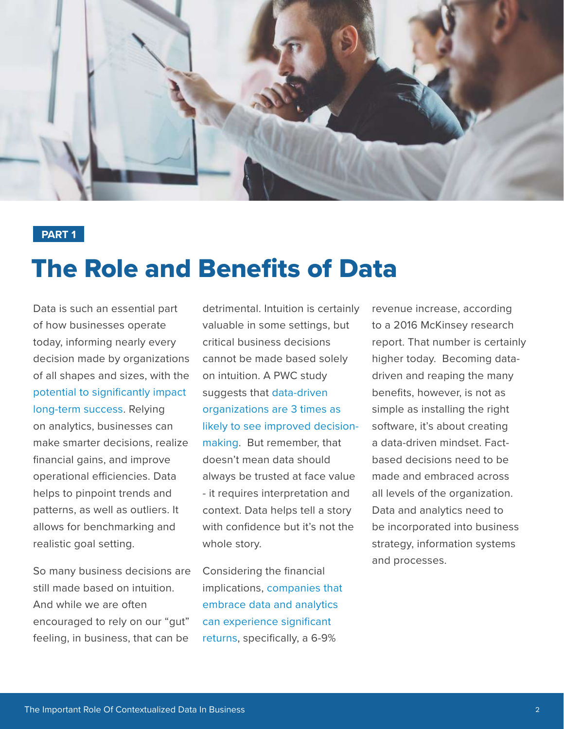PART 1

# The Role and Benefits of Data

Data is such an essential part of how businesses operate today, informing nearly every decision made by organizations of all shapes and sizes, with the potential to significantly impact long-term success. Relying on analytics, businesses can make smarter decisions, realize financial gains, and improve operational efficiencies. Data helps to pinpoint trends and patterns, as well as outliers. It allows for benchmarking and realistic goal setting.

So many business decisions are still made based on intuition. And while we are often encouraged to rely on our "gut" feeling, in business, that can be detrimental. Intuition is certainly valuable in some settings, but critical business decisions cannot be made based solely on intuition. A PWC study suggests that data-driven organizations are 3 times as likely to see improved decision-making. But remember, that doesn't mean data should always be trusted at face value - it requires interpretation and context. Data helps tell a story with confidence but it's not the whole story.

Considering the financial implications, companies that embrace data and analytics can experience significant returns, specifically, a 6-9% revenue increase, according to a 2016 McKinsey research report. That number is certainly higher today. Becoming data-driven and reaping the many benefits, however, is not as simple as installing the right software, it's about creating a data-driven mindset. Fact-based decisions need to be made and embraced across all levels of the organization. Data and analytics need to be incorporated into business strategy, information systems and processes.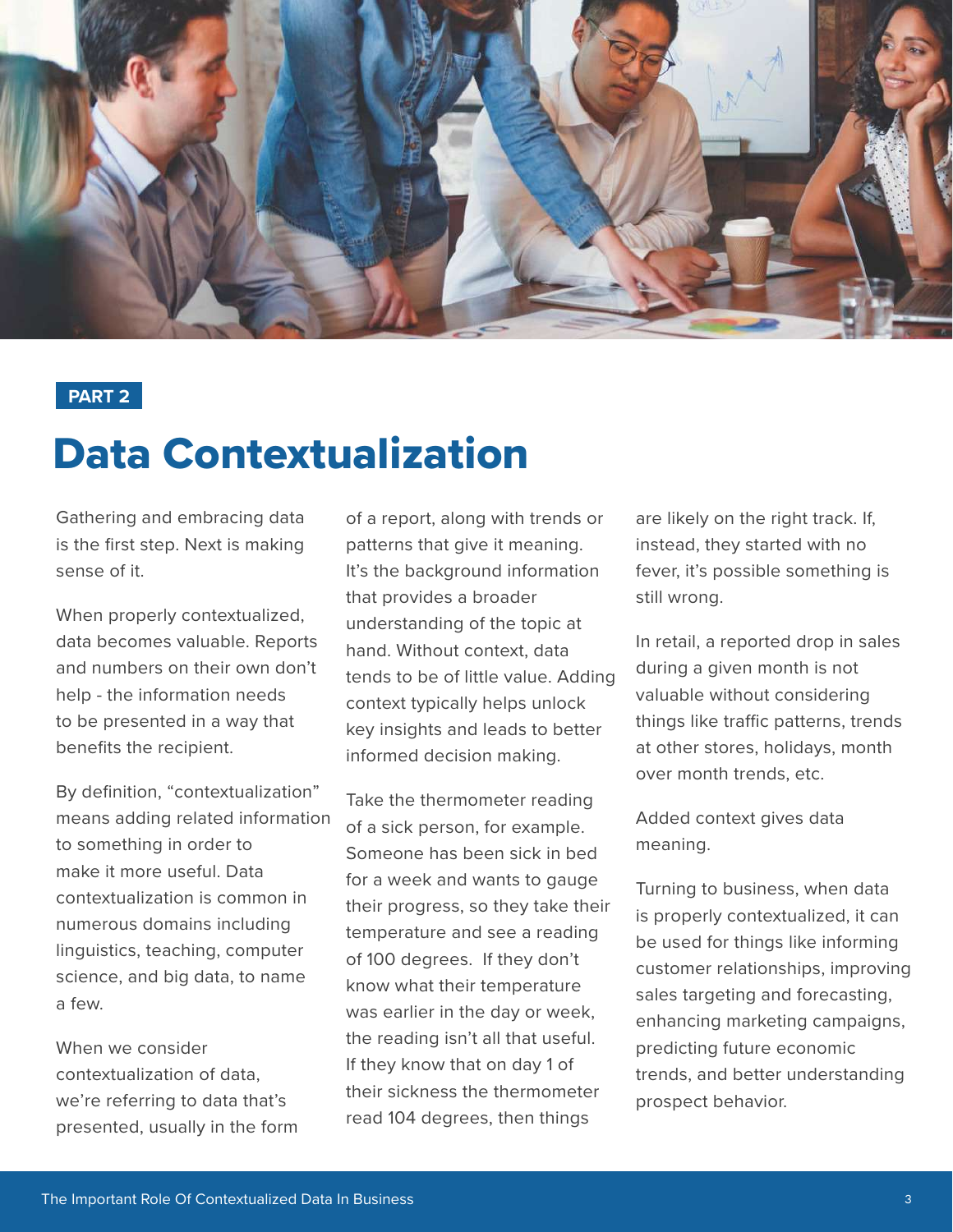PART 2

# Data Contextualization

Gathering and embracing data is the first step. Next is making sense of it.

When properly contextualized, data becomes valuable. Reports and numbers on their own don't help - the information needs to be presented in a way that benefits the recipient.

By definition, "contextualization" means adding related information to something in order to make it more useful. Data contextualization is common in numerous domains including linguistics, teaching, computer science, and big data, to name a few.

When we consider contextualization of data, we're referring to data that's presented, usually in the form of a report, along with trends or patterns that give it meaning. It's the background information that provides a broader understanding of the topic at hand. Without context, data tends to be of little value. Adding context typically helps unlock key insights and leads to better informed decision making.

Take the thermometer reading of a sick person, for example. Someone has been sick in bed for a week and wants to gauge their progress, so they take their temperature and see a reading of 100 degrees. If they don't know what their temperature was earlier in the day or week, the reading isn't all that useful. If they know that on day 1 of their sickness the thermometer read 104 degrees, then things are likely on the right track. If, instead, they started with no fever, it's possible something is still wrong.

In retail, a reported drop in sales during a given month is not valuable without considering things like traffic patterns, trends at other stores, holidays, month over month trends, etc.

Added context gives data meaning.

Turning to business, when data is properly contextualized, it can be used for things like informing customer relationships, improving sales targeting and forecasting, enhancing marketing campaigns, predicting future economic trends, and better understanding prospect behavior.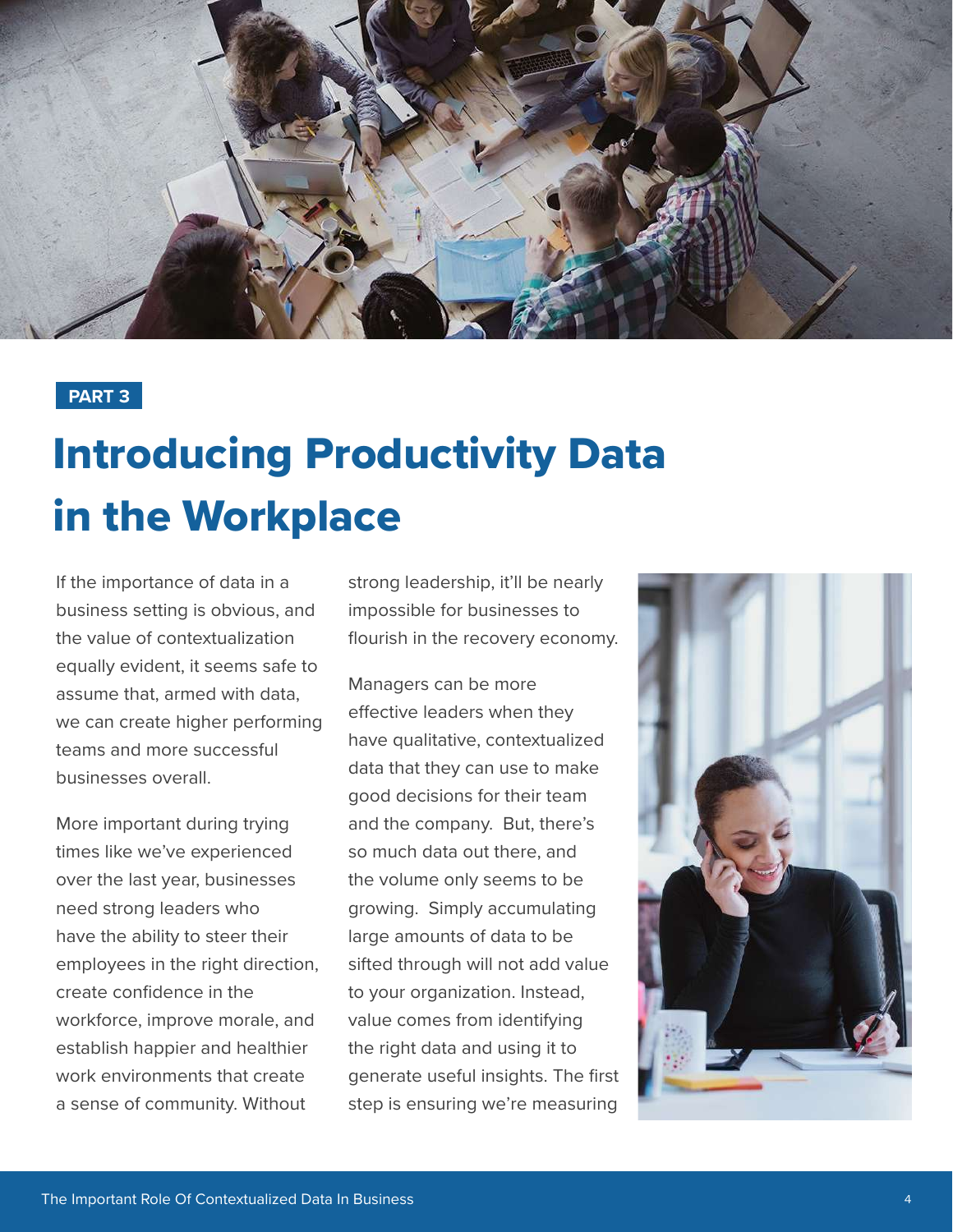PART 3

# Introducing Productivity Data in the Workplace

If the importance of data in a business setting is obvious, and the value of contextualization equally evident, it seems safe to assume that, armed with data, we can create higher performing teams and more successful businesses overall.

More important during trying times like we've experienced over the last year, businesses need strong leaders who have the ability to steer their employees in the right direction, create confidence in the workforce, improve morale, and establish happier and healthier work environments that create a sense of community. Without strong leadership, it'll be nearly impossible for businesses to flourish in the recovery economy.

Managers can be more effective leaders when they have qualitative, contextualized data that they can use to make good decisions for their team and the company. But, there's so much data out there, and the volume only seems to be growing. Simply accumulating large amounts of data to be sifted through will not add value to your organization. Instead, value comes from identifying the right data and using it to generate useful insights. The first step is ensuring we're measuring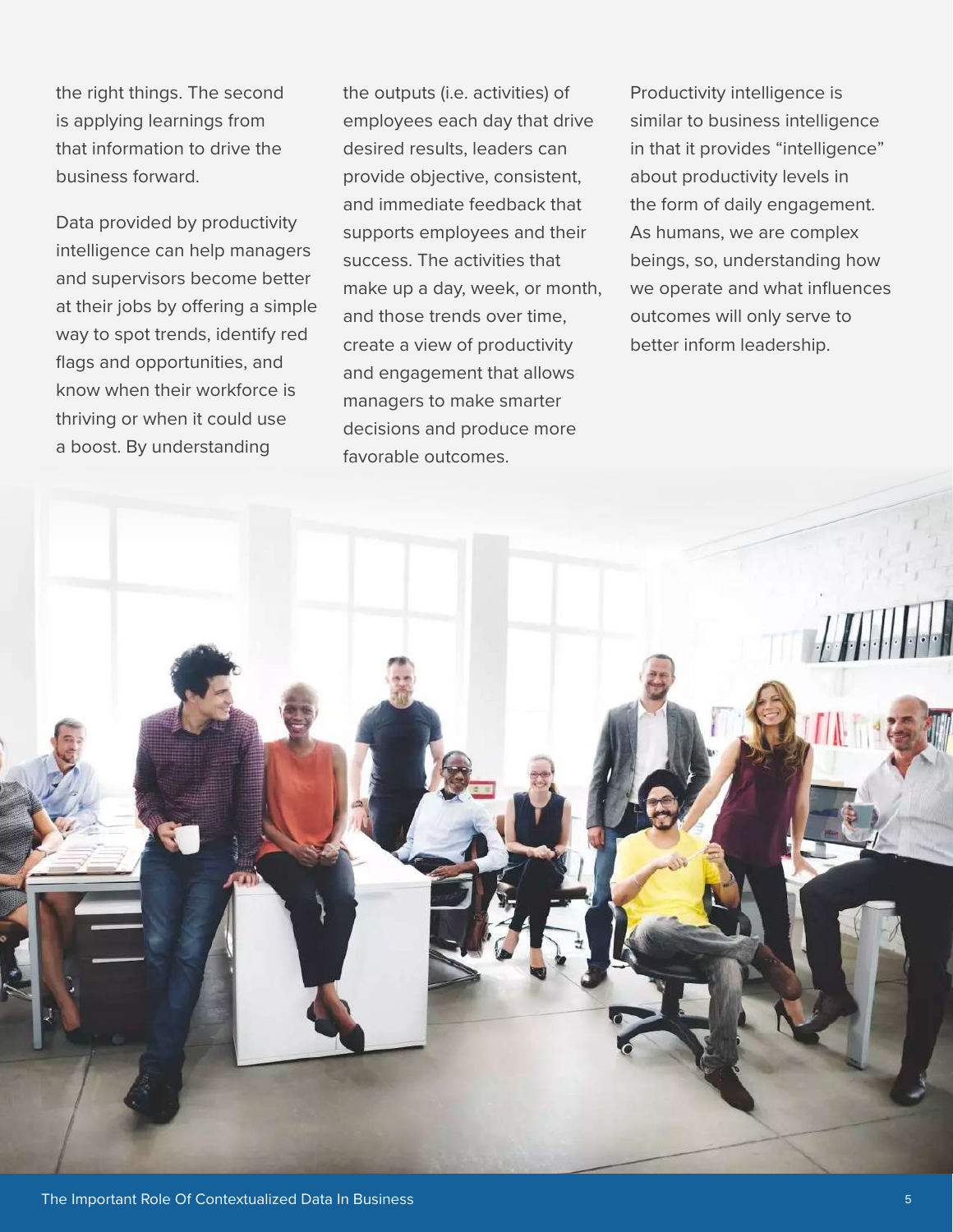the right things. The second is applying learnings from that information to drive the business forward.

Data provided by productivity intelligence can help managers and supervisors become better at their jobs by offering a simple way to spot trends, identify red flags and opportunities, and know when their workforce is thriving or when it could use a boost. By understanding the outputs (i.e. activities) of employees each day that drive desired results, leaders can provide objective, consistent, and immediate feedback that supports employees and their success. The activities that make up a day, week, or month, and those trends over time, create a view of productivity and engagement that allows managers to make smarter decisions and produce more favorable outcomes.

Productivity intelligence is similar to business intelligence in that it provides "intelligence" about productivity levels in the form of daily engagement. As humans, we are complex beings, so, understanding how we operate and what influences outcomes will only serve to better inform leadership.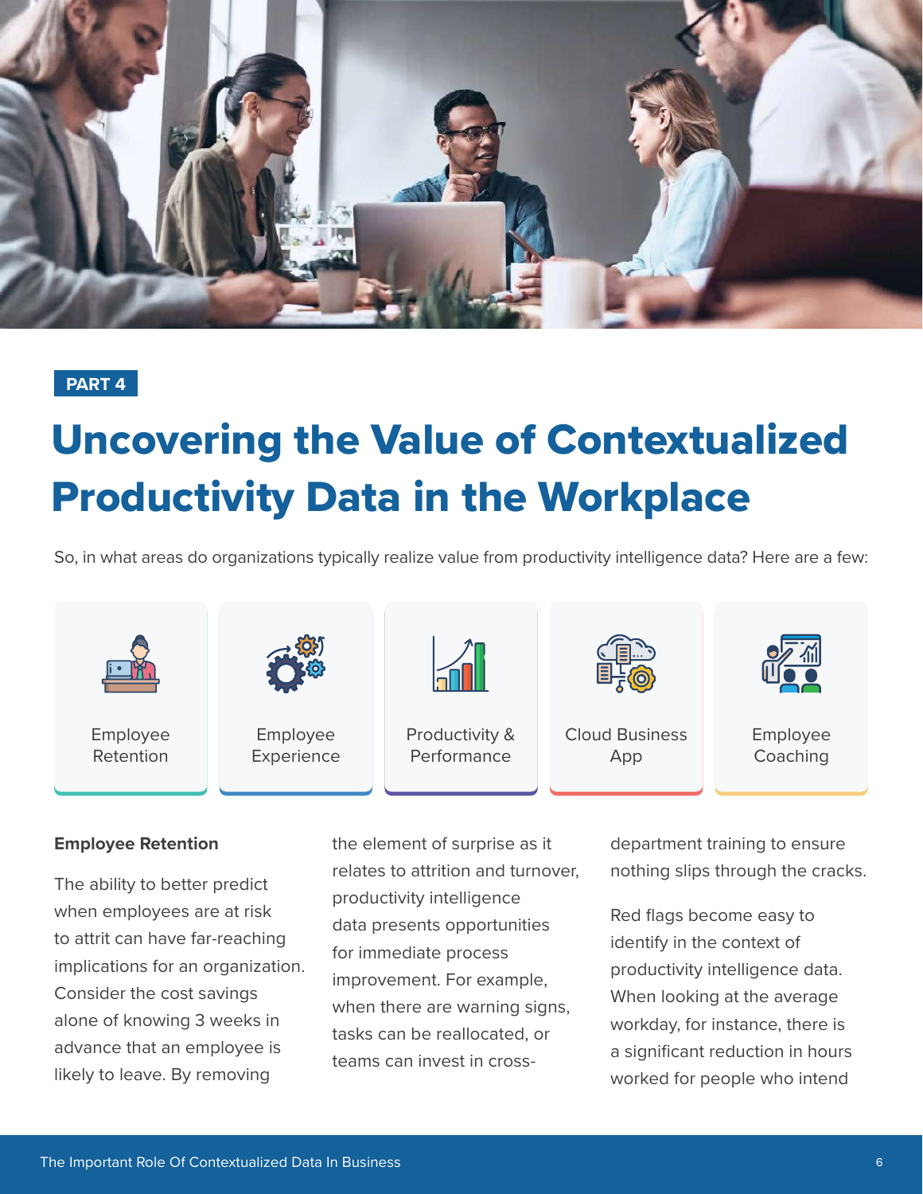PART 4

# Uncovering the Value of Contextualized Productivity Data in the Workplace

So, in what areas do organizations typically realize value from productivity intelligence data? Here are a few:

- Employee Retention
- Employee Experience
- Productivity & Performance
- Cloud Business App
- Employee Coaching

**Employee Retention**

The ability to better predict when employees are at risk to attrit can have far-reaching implications for an organization. Consider the cost savings alone of knowing 3 weeks in advance that an employee is likely to leave. By removing the element of surprise as it relates to attrition and turnover, productivity intelligence data presents opportunities for immediate process improvement. For example, when there are warning signs, tasks can be reallocated, or teams can invest in cross-department training to ensure nothing slips through the cracks.

Red flags become easy to identify in the context of productivity intelligence data. When looking at the average workday, for instance, there is a significant reduction in hours worked for people who intend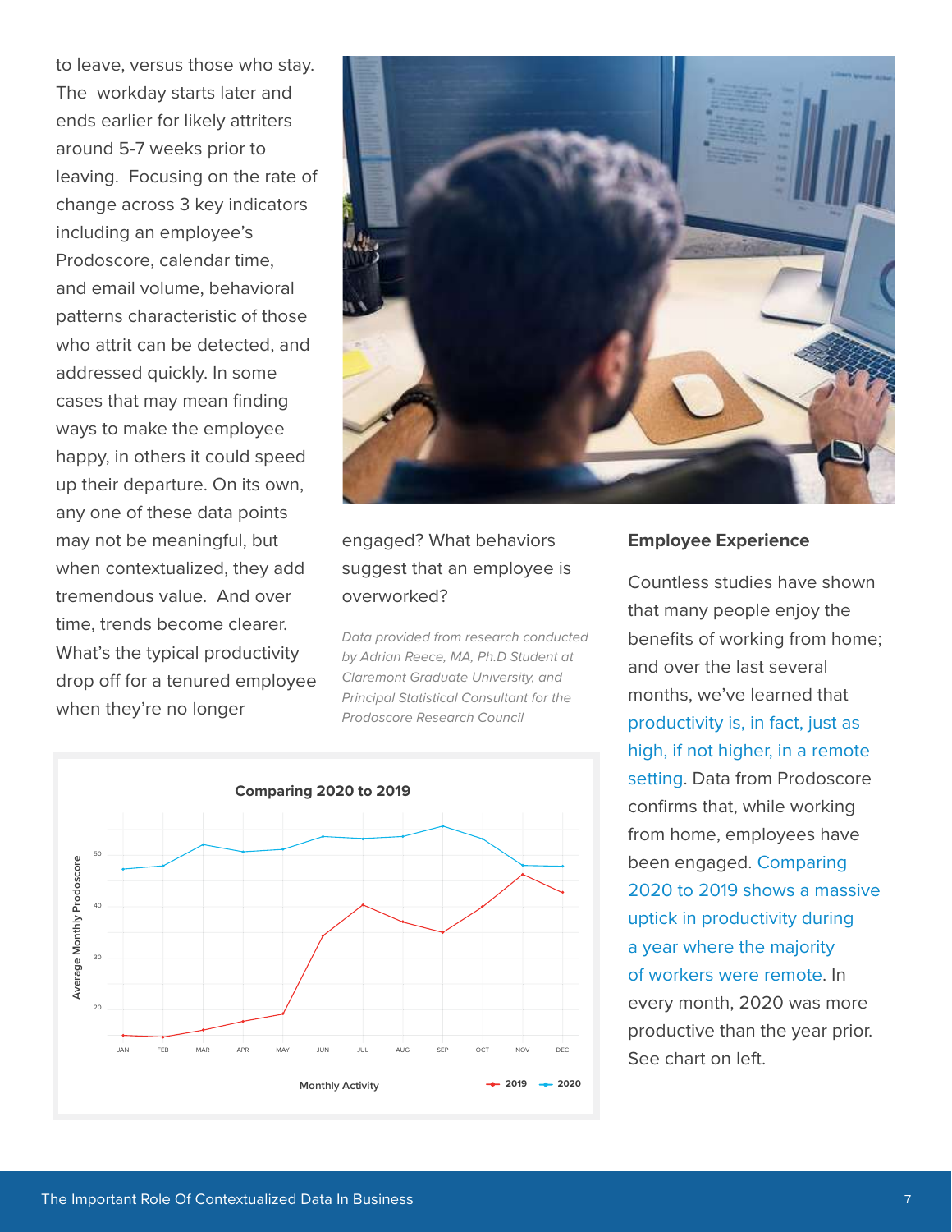to leave, versus those who stay. The workday starts later and ends earlier for likely attriters around 5-7 weeks prior to leaving. Focusing on the rate of change across 3 key indicators including an employee's Prodoscore, calendar time, and email volume, behavioral patterns characteristic of those who attrit can be detected, and addressed quickly. In some cases that may mean finding ways to make the employee happy, in others it could speed up their departure. On its own, any one of these data points may not be meaningful, but when contextualized, they add tremendous value. And over time, trends become clearer. What's the typical productivity drop off for a tenured employee when they're no longer engaged? What behaviors suggest that an employee is overworked?

*Data provided from research conducted by Adrian Reece, MA, Ph.D Student at Claremont Graduate University, and Principal Statistical Consultant for the Prodoscore Research Council*

**Comparing 2020 to 2019**

Average Monthly Prodoscore vs. Monthly Activity (JAN–DEC), series: 2019, 2020

## Employee Experience

Countless studies have shown that many people enjoy the benefits of working from home; and over the last several months, we've learned that productivity is, in fact, just as high, if not higher, in a remote setting. Data from Prodoscore confirms that, while working from home, employees have been engaged. Comparing 2020 to 2019 shows a massive uptick in productivity during a year where the majority of workers were remote. In every month, 2020 was more productive than the year prior. See chart on left.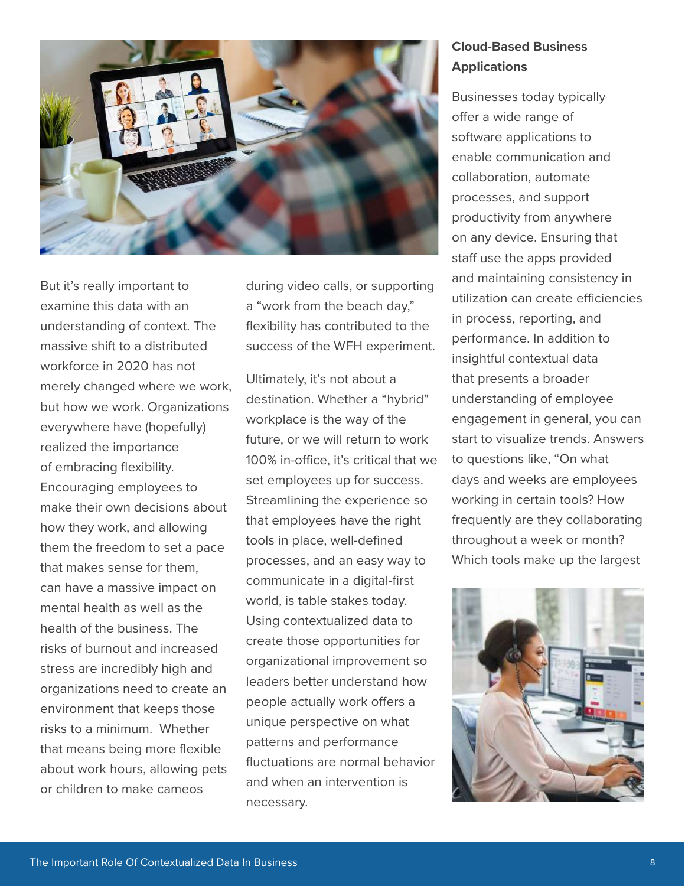But it's really important to examine this data with an understanding of context. The massive shift to a distributed workforce in 2020 has not merely changed where we work, but how we work. Organizations everywhere have (hopefully) realized the importance of embracing flexibility. Encouraging employees to make their own decisions about how they work, and allowing them the freedom to set a pace that makes sense for them, can have a massive impact on mental health as well as the health of the business. The risks of burnout and increased stress are incredibly high and organizations need to create an environment that keeps those risks to a minimum. Whether that means being more flexible about work hours, allowing pets or children to make cameos during video calls, or supporting a "work from the beach day," flexibility has contributed to the success of the WFH experiment.

Ultimately, it's not about a destination. Whether a "hybrid" workplace is the way of the future, or we will return to work 100% in-office, it's critical that we set employees up for success. Streamlining the experience so that employees have the right tools in place, well-defined processes, and an easy way to communicate in a digital-first world, is table stakes today. Using contextualized data to create those opportunities for organizational improvement so leaders better understand how people actually work offers a unique perspective on what patterns and performance fluctuations are normal behavior and when an intervention is necessary.

### Cloud-Based Business Applications

Businesses today typically offer a wide range of software applications to enable communication and collaboration, automate processes, and support productivity from anywhere on any device. Ensuring that staff use the apps provided and maintaining consistency in utilization can create efficiencies in process, reporting, and performance. In addition to insightful contextual data that presents a broader understanding of employee engagement in general, you can start to visualize trends. Answers to questions like, "On what days and weeks are employees working in certain tools? How frequently are they collaborating throughout a week or month? Which tools make up the largest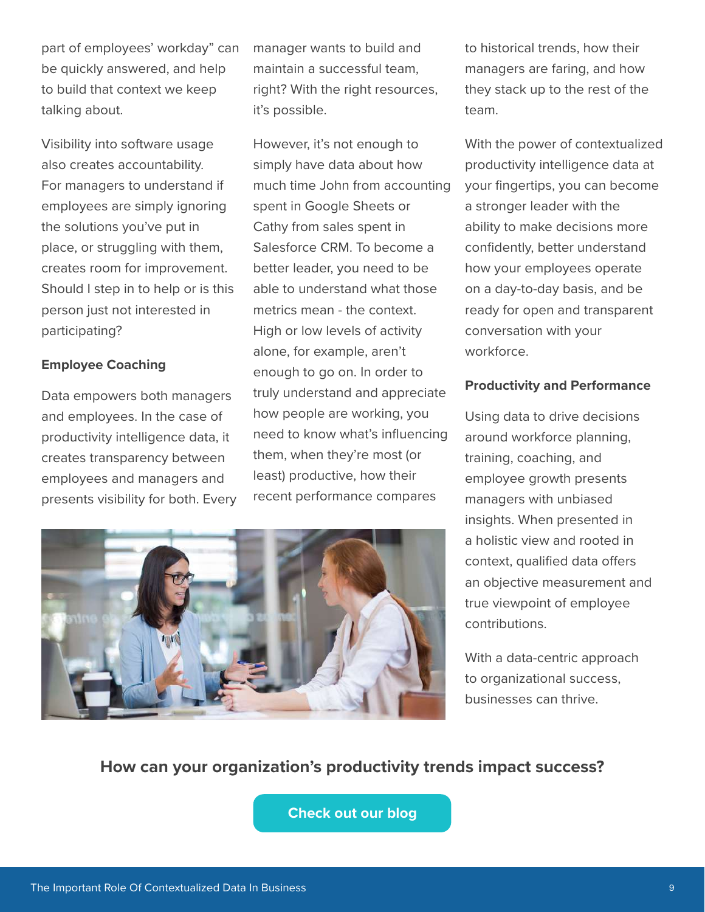part of employees' workday" can be quickly answered, and help to build that context we keep talking about.

Visibility into software usage also creates accountability. For managers to understand if employees are simply ignoring the solutions you've put in place, or struggling with them, creates room for improvement. Should I step in to help or is this person just not interested in participating?

### Employee Coaching

Data empowers both managers and employees. In the case of productivity intelligence data, it creates transparency between employees and managers and presents visibility for both. Every manager wants to build and maintain a successful team, right? With the right resources, it's possible.

However, it's not enough to simply have data about how much time John from accounting spent in Google Sheets or Cathy from sales spent in Salesforce CRM. To become a better leader, you need to be able to understand what those metrics mean - the context. High or low levels of activity alone, for example, aren't enough to go on. In order to truly understand and appreciate how people are working, you need to know what's influencing them, when they're most (or least) productive, how their recent performance compares to historical trends, how their managers are faring, and how they stack up to the rest of the team.

With the power of contextualized productivity intelligence data at your fingertips, you can become a stronger leader with the ability to make decisions more confidently, better understand how your employees operate on a day-to-day basis, and be ready for open and transparent conversation with your workforce.

### Productivity and Performance

Using data to drive decisions around workforce planning, training, coaching, and employee growth presents managers with unbiased insights. When presented in a holistic view and rooted in context, qualified data offers an objective measurement and true viewpoint of employee contributions.

With a data-centric approach to organizational success, businesses can thrive.

**How can your organization's productivity trends impact success?**

**Check out our blog**